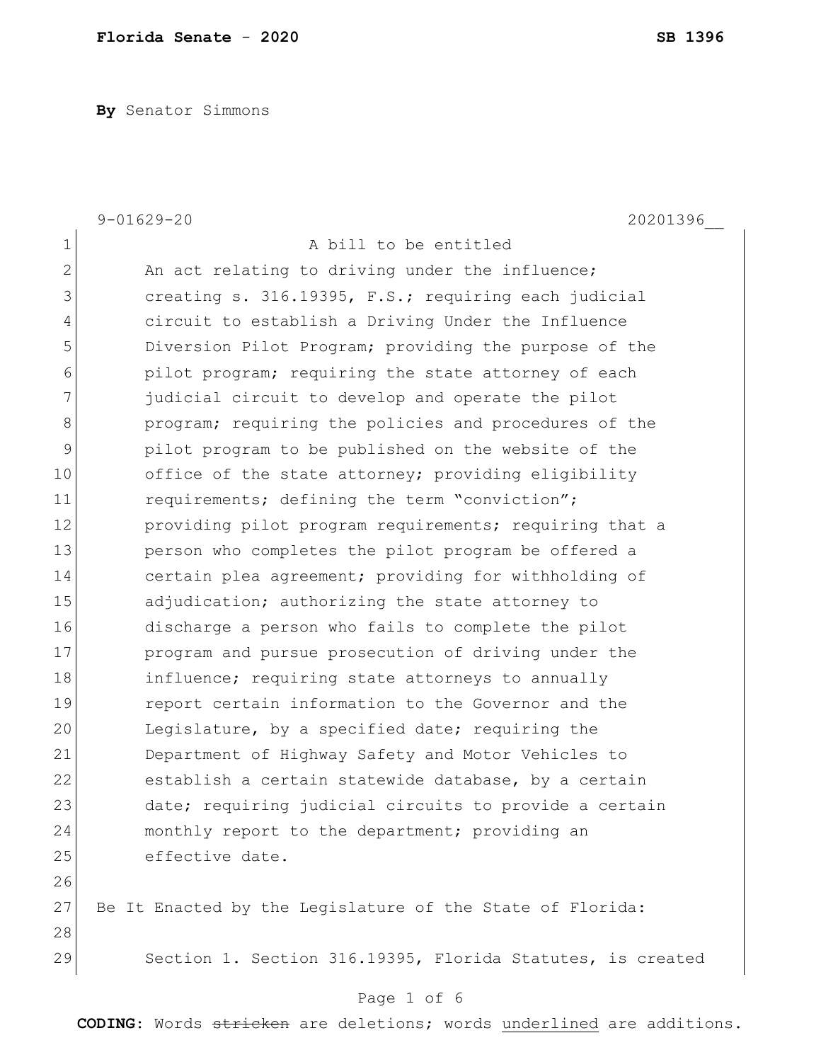**Florida Senate - 2020** **SB 1396**

**By** Senator Simmons

9-01629-20 20201396__

A bill to be entitled

An act relating to driving under the influence; creating s. 316.19395, F.S.; requiring each judicial circuit to establish a Driving Under the Influence Diversion Pilot Program; providing the purpose of the pilot program; requiring the state attorney of each judicial circuit to develop and operate the pilot program; requiring the policies and procedures of the pilot program to be published on the website of the office of the state attorney; providing eligibility requirements; defining the term "conviction"; providing pilot program requirements; requiring that a person who completes the pilot program be offered a certain plea agreement; providing for withholding of adjudication; authorizing the state attorney to discharge a person who fails to complete the pilot program and pursue prosecution of driving under the influence; requiring state attorneys to annually report certain information to the Governor and the Legislature, by a specified date; requiring the Department of Highway Safety and Motor Vehicles to establish a certain statewide database, by a certain date; requiring judicial circuits to provide a certain monthly report to the department; providing an effective date.

Be It Enacted by the Legislature of the State of Florida:

Section 1. Section 316.19395, Florida Statutes, is created

**CODING:** Words ~~stricken~~ are deletions; words underlined are additions.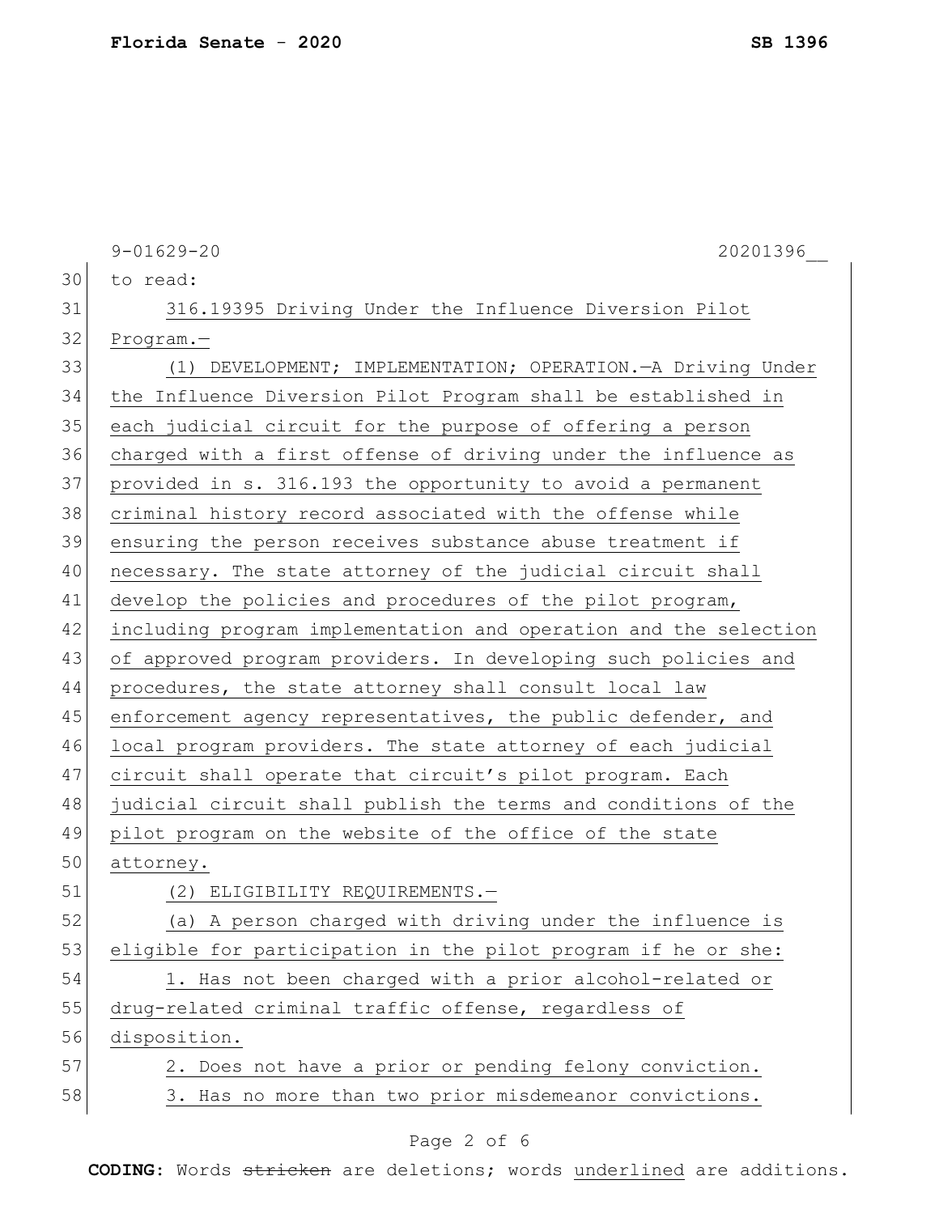to read:

316.19395 Driving Under the Influence Diversion Pilot Program.—

(1) DEVELOPMENT; IMPLEMENTATION; OPERATION.—A Driving Under the Influence Diversion Pilot Program shall be established in each judicial circuit for the purpose of offering a person charged with a first offense of driving under the influence as provided in s. 316.193 the opportunity to avoid a permanent criminal history record associated with the offense while ensuring the person receives substance abuse treatment if necessary. The state attorney of the judicial circuit shall develop the policies and procedures of the pilot program, including program implementation and operation and the selection of approved program providers. In developing such policies and procedures, the state attorney shall consult local law enforcement agency representatives, the public defender, and local program providers. The state attorney of each judicial circuit shall operate that circuit's pilot program. Each judicial circuit shall publish the terms and conditions of the pilot program on the website of the office of the state attorney.

(2) ELIGIBILITY REQUIREMENTS.—

(a) A person charged with driving under the influence is eligible for participation in the pilot program if he or she:

1. Has not been charged with a prior alcohol-related or drug-related criminal traffic offense, regardless of disposition.

2. Does not have a prior or pending felony conviction.

3. Has no more than two prior misdemeanor convictions.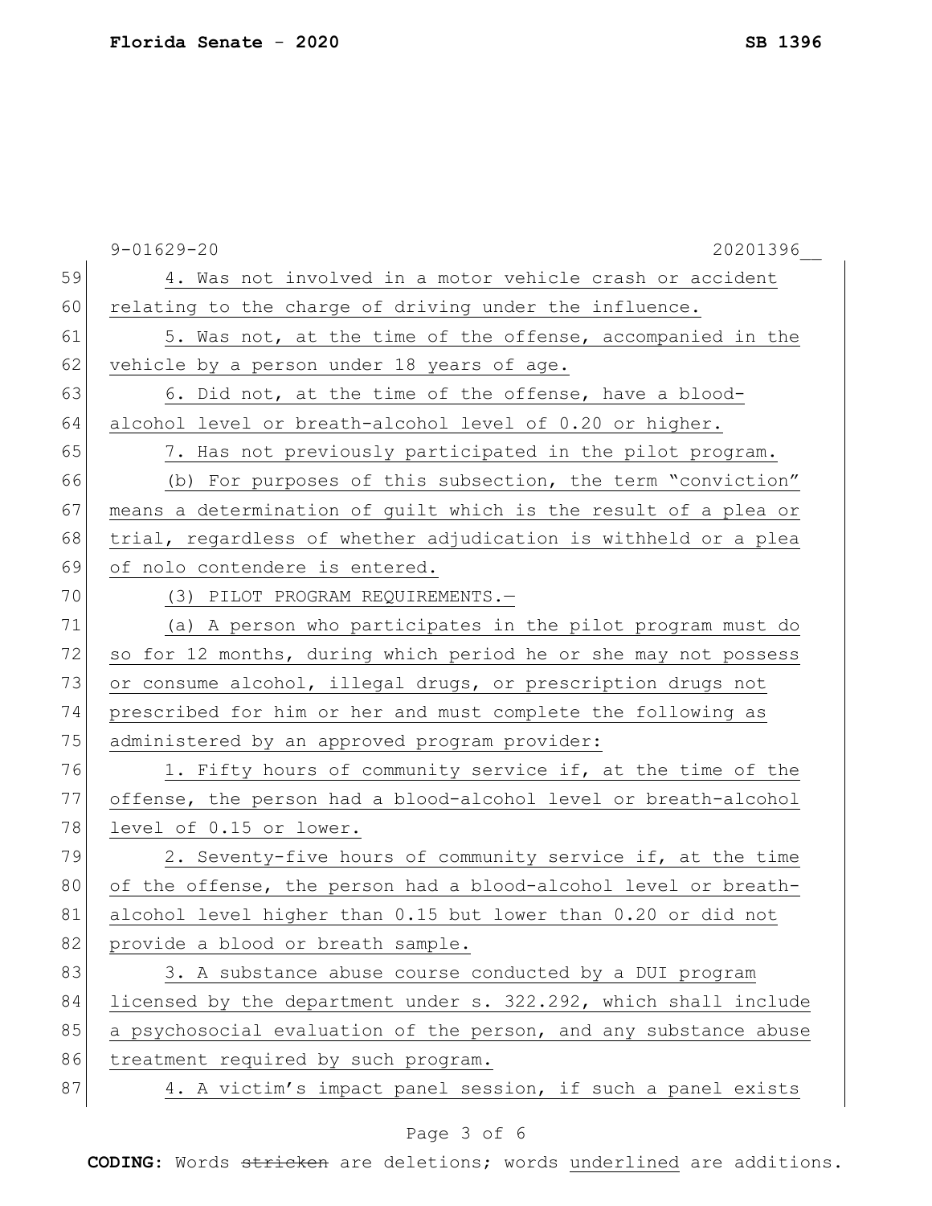4. Was not involved in a motor vehicle crash or accident relating to the charge of driving under the influence.

5. Was not, at the time of the offense, accompanied in the vehicle by a person under 18 years of age.

6. Did not, at the time of the offense, have a blood-alcohol level or breath-alcohol level of 0.20 or higher.

7. Has not previously participated in the pilot program.

(b) For purposes of this subsection, the term "conviction" means a determination of guilt which is the result of a plea or trial, regardless of whether adjudication is withheld or a plea of nolo contendere is entered.

(3) PILOT PROGRAM REQUIREMENTS.—

(a) A person who participates in the pilot program must do so for 12 months, during which period he or she may not possess or consume alcohol, illegal drugs, or prescription drugs not prescribed for him or her and must complete the following as administered by an approved program provider:

1. Fifty hours of community service if, at the time of the offense, the person had a blood-alcohol level or breath-alcohol level of 0.15 or lower.

2. Seventy-five hours of community service if, at the time of the offense, the person had a blood-alcohol level or breath-alcohol level higher than 0.15 but lower than 0.20 or did not provide a blood or breath sample.

3. A substance abuse course conducted by a DUI program licensed by the department under s. 322.292, which shall include a psychosocial evaluation of the person, and any substance abuse treatment required by such program.

4. A victim's impact panel session, if such a panel exists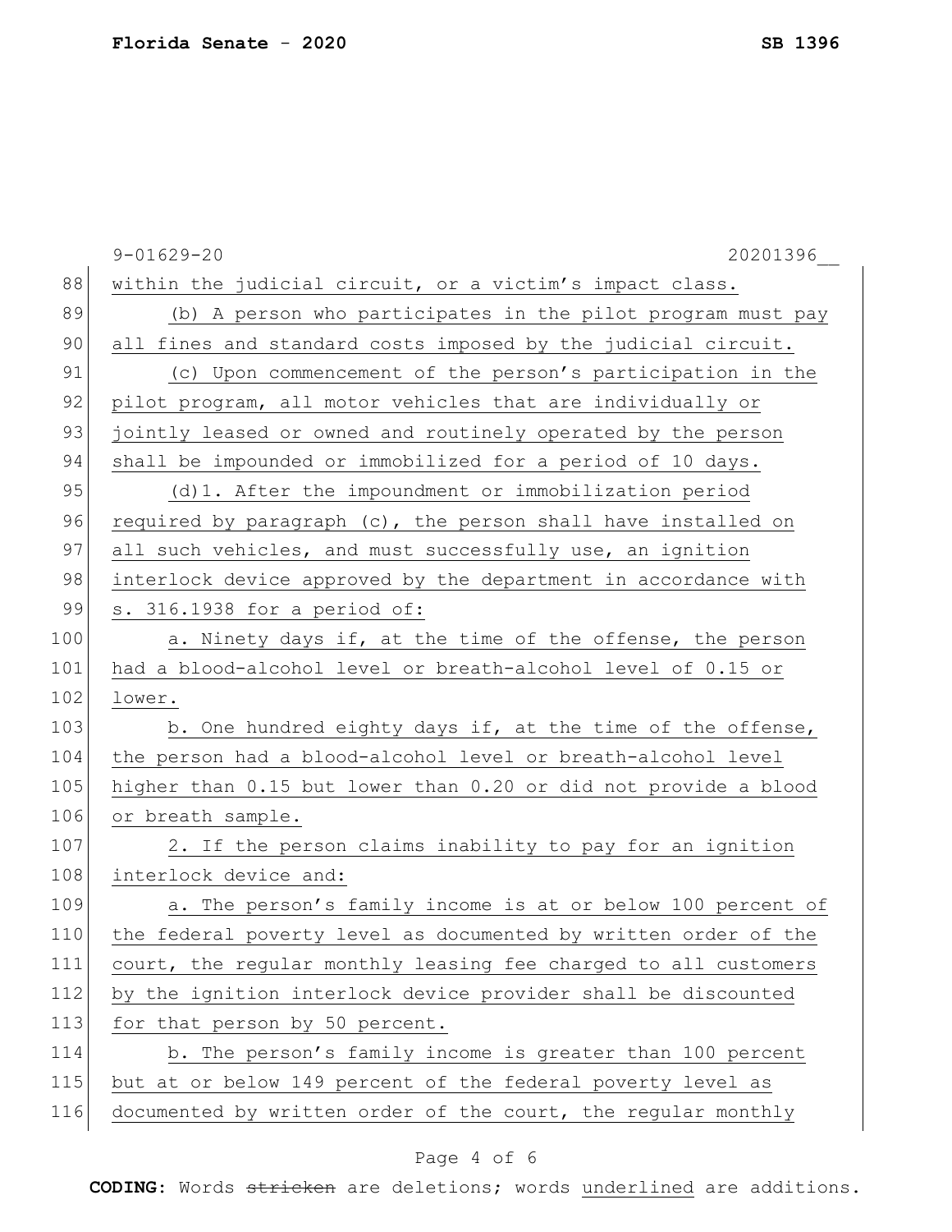within the judicial circuit, or a victim's impact class.

(b) A person who participates in the pilot program must pay all fines and standard costs imposed by the judicial circuit.

(c) Upon commencement of the person's participation in the pilot program, all motor vehicles that are individually or jointly leased or owned and routinely operated by the person shall be impounded or immobilized for a period of 10 days.

(d)1. After the impoundment or immobilization period required by paragraph (c), the person shall have installed on all such vehicles, and must successfully use, an ignition interlock device approved by the department in accordance with s. 316.1938 for a period of:

a. Ninety days if, at the time of the offense, the person had a blood-alcohol level or breath-alcohol level of 0.15 or lower.

b. One hundred eighty days if, at the time of the offense, the person had a blood-alcohol level or breath-alcohol level higher than 0.15 but lower than 0.20 or did not provide a blood or breath sample.

2. If the person claims inability to pay for an ignition interlock device and:

a. The person's family income is at or below 100 percent of the federal poverty level as documented by written order of the court, the regular monthly leasing fee charged to all customers by the ignition interlock device provider shall be discounted for that person by 50 percent.

b. The person's family income is greater than 100 percent but at or below 149 percent of the federal poverty level as documented by written order of the court, the regular monthly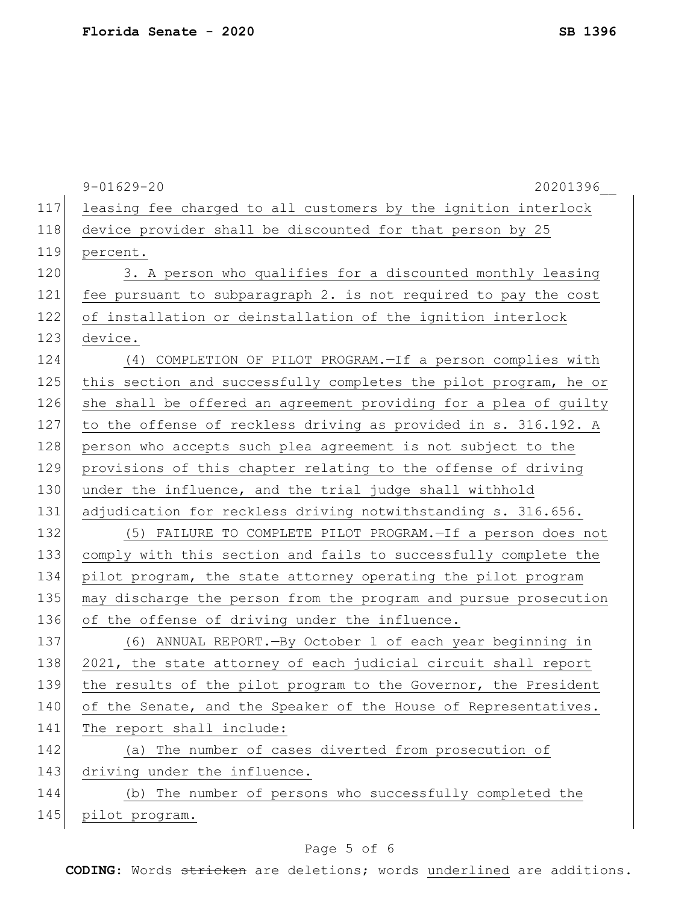leasing fee charged to all customers by the ignition interlock device provider shall be discounted for that person by 25 percent.

3. A person who qualifies for a discounted monthly leasing fee pursuant to subparagraph 2. is not required to pay the cost of installation or deinstallation of the ignition interlock device.

(4) COMPLETION OF PILOT PROGRAM.—If a person complies with this section and successfully completes the pilot program, he or she shall be offered an agreement providing for a plea of guilty to the offense of reckless driving as provided in s. 316.192. A person who accepts such plea agreement is not subject to the provisions of this chapter relating to the offense of driving under the influence, and the trial judge shall withhold adjudication for reckless driving notwithstanding s. 316.656.

(5) FAILURE TO COMPLETE PILOT PROGRAM.—If a person does not comply with this section and fails to successfully complete the pilot program, the state attorney operating the pilot program may discharge the person from the program and pursue prosecution of the offense of driving under the influence.

(6) ANNUAL REPORT.—By October 1 of each year beginning in 2021, the state attorney of each judicial circuit shall report the results of the pilot program to the Governor, the President of the Senate, and the Speaker of the House of Representatives. The report shall include:

(a) The number of cases diverted from prosecution of driving under the influence.

(b) The number of persons who successfully completed the pilot program.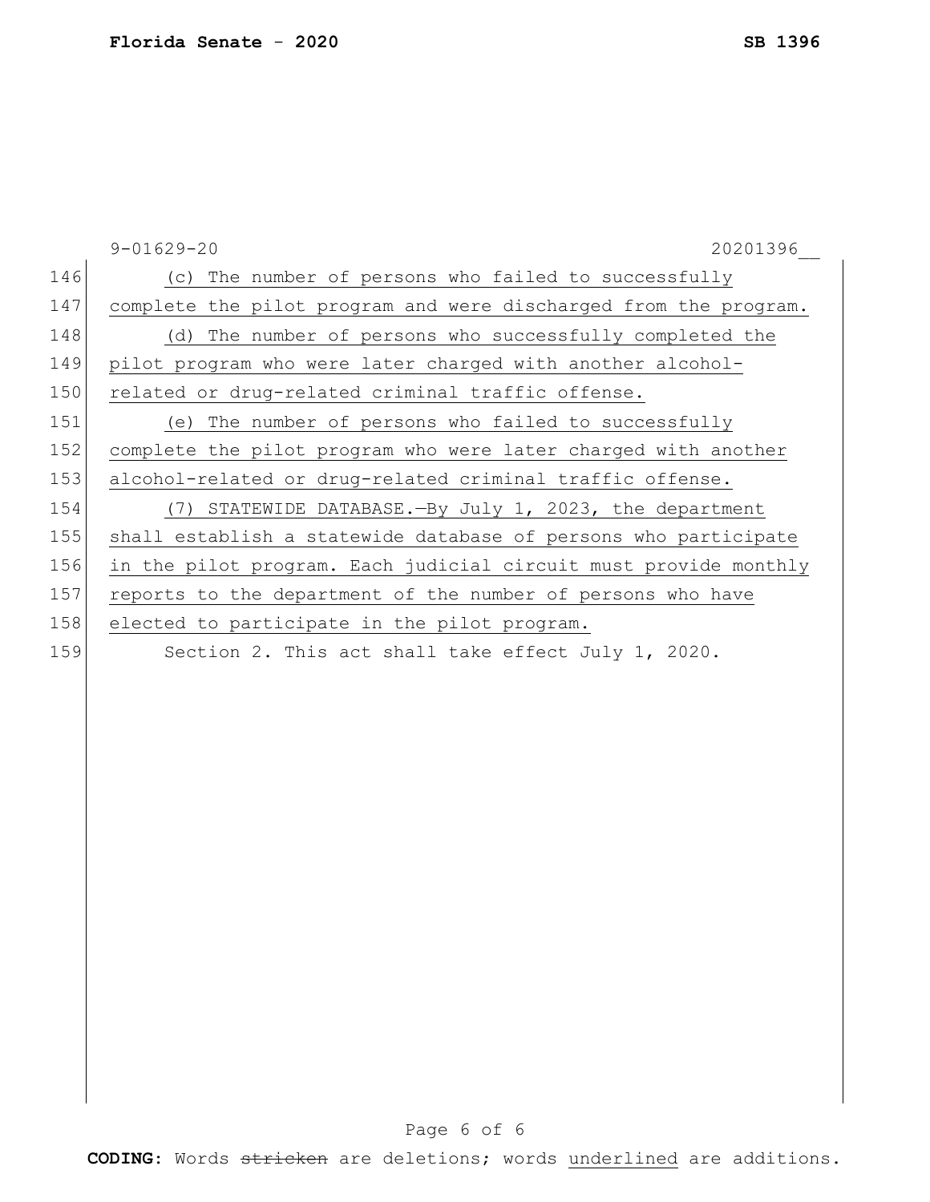(c) The number of persons who failed to successfully complete the pilot program and were discharged from the program.

(d) The number of persons who successfully completed the pilot program who were later charged with another alcohol-related or drug-related criminal traffic offense.

(e) The number of persons who failed to successfully complete the pilot program who were later charged with another alcohol-related or drug-related criminal traffic offense.

(7) STATEWIDE DATABASE.—By July 1, 2023, the department shall establish a statewide database of persons who participate in the pilot program. Each judicial circuit must provide monthly reports to the department of the number of persons who have elected to participate in the pilot program.

Section 2. This act shall take effect July 1, 2020.